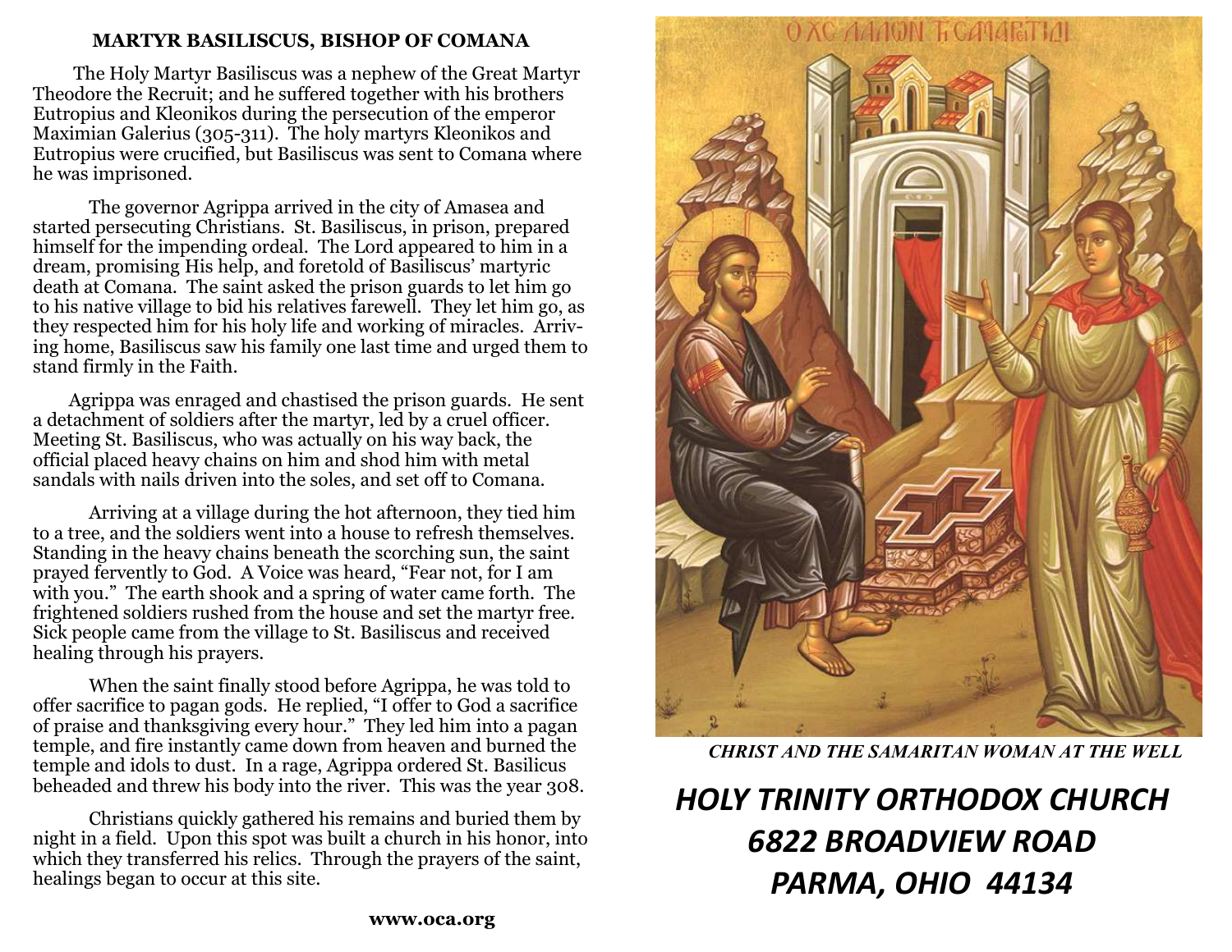## MARTYR BASILISCUS, BISHOP OF COMANA

The Holy Martyr Basiliscus was a nephew of the Great Martyr Theodore the Recruit; and he suffered together with his brothers Eutropius and Kleonikos during the persecution of the emperor Maximian Galerius (305-311). The holy martyrs Kleonikos and Eutropius were crucified, but Basiliscus was sent to Comana where he was imprisoned.

The governor Agrippa arrived in the city of Amasea and started persecuting Christians. St. Basiliscus, in prison, prepared himself for the impending ordeal. The Lord appeared to him in a dream, promising His help, and foretold of Basiliscus' martyric death at Comana. The saint asked the prison guards to let him go to his native village to bid his relatives farewell. They let him go, as they respected him for his holy life and working of miracles. Arriving home, Basiliscus saw his family one last time and urged them to stand firmly in the Faith.

Agrippa was enraged and chastised the prison guards. He sent a detachment of soldiers after the martyr, led by a cruel officer. Meeting St. Basiliscus, who was actually on his way back, the official placed heavy chains on him and shod him with metal sandals with nails driven into the soles, and set off to Comana.

Arriving at a village during the hot afternoon, they tied him to a tree, and the soldiers went into a house to refresh themselves. Standing in the heavy chains beneath the scorching sun, the saint prayed fervently to God. A Voice was heard, "Fear not, for I am with you." The earth shook and a spring of water came forth. The frightened soldiers rushed from the house and set the martyr free. Sick people came from the village to St. Basiliscus and received healing through his prayers.

When the saint finally stood before Agrippa, he was told to offer sacrifice to pagan gods. He replied, "I offer to God a sacrifice of praise and thanksgiving every hour." They led him into a pagan temple, and fire instantly came down from heaven and burned the temple and idols to dust. In a rage, Agrippa ordered St. Basilicus beheaded and threw his body into the river. This was the year 308.

Christians quickly gathered his remains and buried them by night in a field. Upon this spot was built a church in his honor, into which they transferred his relics. Through the prayers of the saint, healings began to occur at this site.

**www.oca.org**

***CHRIST AND THE SAMARITAN WOMAN AT THE WELL***

# *HOLY TRINITY ORTHODOX CHURCH*
# *6822 BROADVIEW ROAD*
# *PARMA, OHIO 44134*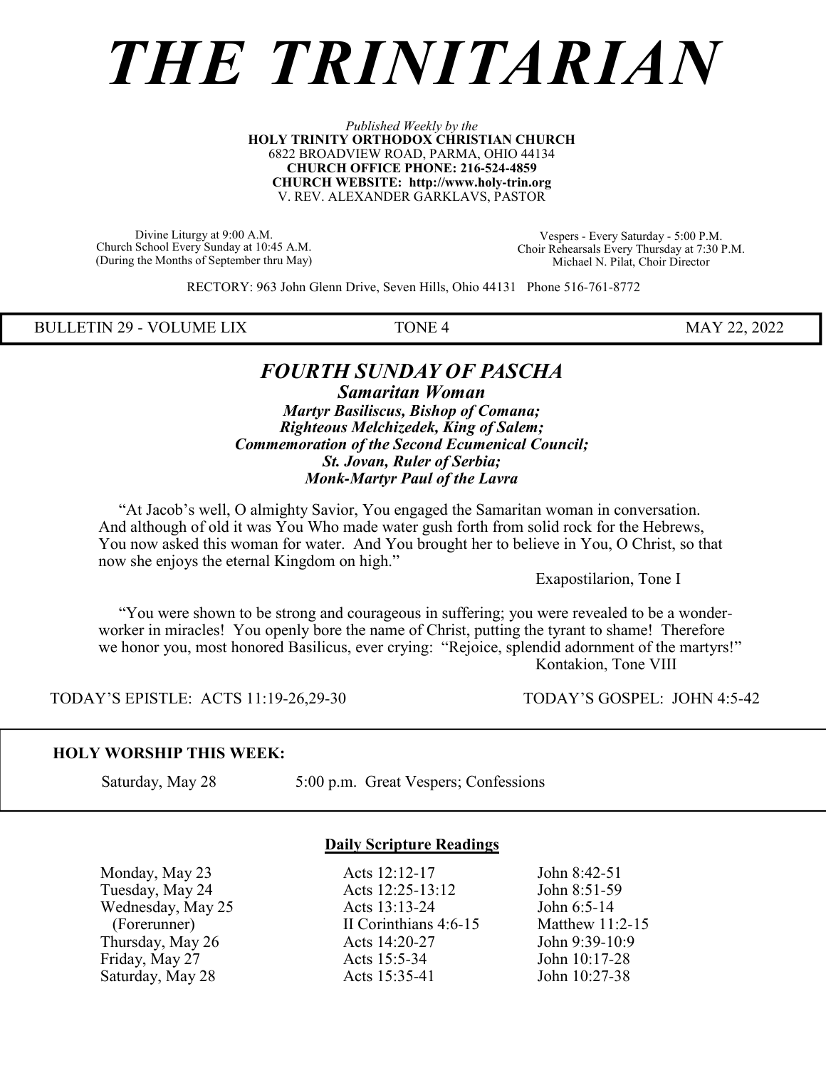# *THE TRINITARIAN*

*Published Weekly by the*
**HOLY TRINITY ORTHODOX CHRISTIAN CHURCH**
6822 BROADVIEW ROAD, PARMA, OHIO 44134
**CHURCH OFFICE PHONE: 216-524-4859**
**CHURCH WEBSITE: http://www.holy-trin.org**
V. REV. ALEXANDER GARKLAVS, PASTOR

Divine Liturgy at 9:00 A.M.
Church School Every Sunday at 10:45 A.M.
(During the Months of September thru May)

Vespers - Every Saturday - 5:00 P.M.
Choir Rehearsals Every Thursday at 7:30 P.M.
Michael N. Pilat, Choir Director

RECTORY: 963 John Glenn Drive, Seven Hills, Ohio 44131 Phone 516-761-8772

BULLETIN 29 - VOLUME LIX | TONE 4 | MAY 22, 2022

## *FOURTH SUNDAY OF PASCHA*

***Samaritan Woman***
***Martyr Basiliscus, Bishop of Comana;***
***Righteous Melchizedek, King of Salem;***
***Commemoration of the Second Ecumenical Council;***
***St. Jovan, Ruler of Serbia;***
***Monk-Martyr Paul of the Lavra***

"At Jacob's well, O almighty Savior, You engaged the Samaritan woman in conversation. And although of old it was You Who made water gush forth from solid rock for the Hebrews, You now asked this woman for water. And You brought her to believe in You, O Christ, so that now she enjoys the eternal Kingdom on high."

Exapostilarion, Tone I

"You were shown to be strong and courageous in suffering; you were revealed to be a wonder-worker in miracles! You openly bore the name of Christ, putting the tyrant to shame! Therefore we honor you, most honored Basilicus, ever crying: "Rejoice, splendid adornment of the martyrs!"

Kontakion, Tone VIII

TODAY'S EPISTLE: ACTS 11:19-26,29-30 TODAY'S GOSPEL: JOHN 4:5-42

**HOLY WORSHIP THIS WEEK:**

Saturday, May 28 5:00 p.m. Great Vespers; Confessions

**Daily Scripture Readings**

| | | |
|---|---|---|
| Monday, May 23 | Acts 12:12-17 | John 8:42-51 |
| Tuesday, May 24 | Acts 12:25-13:12 | John 8:51-59 |
| Wednesday, May 25 | Acts 13:13-24 | John 6:5-14 |
| (Forerunner) | II Corinthians 4:6-15 | Matthew 11:2-15 |
| Thursday, May 26 | Acts 14:20-27 | John 9:39-10:9 |
| Friday, May 27 | Acts 15:5-34 | John 10:17-28 |
| Saturday, May 28 | Acts 15:35-41 | John 10:27-38 |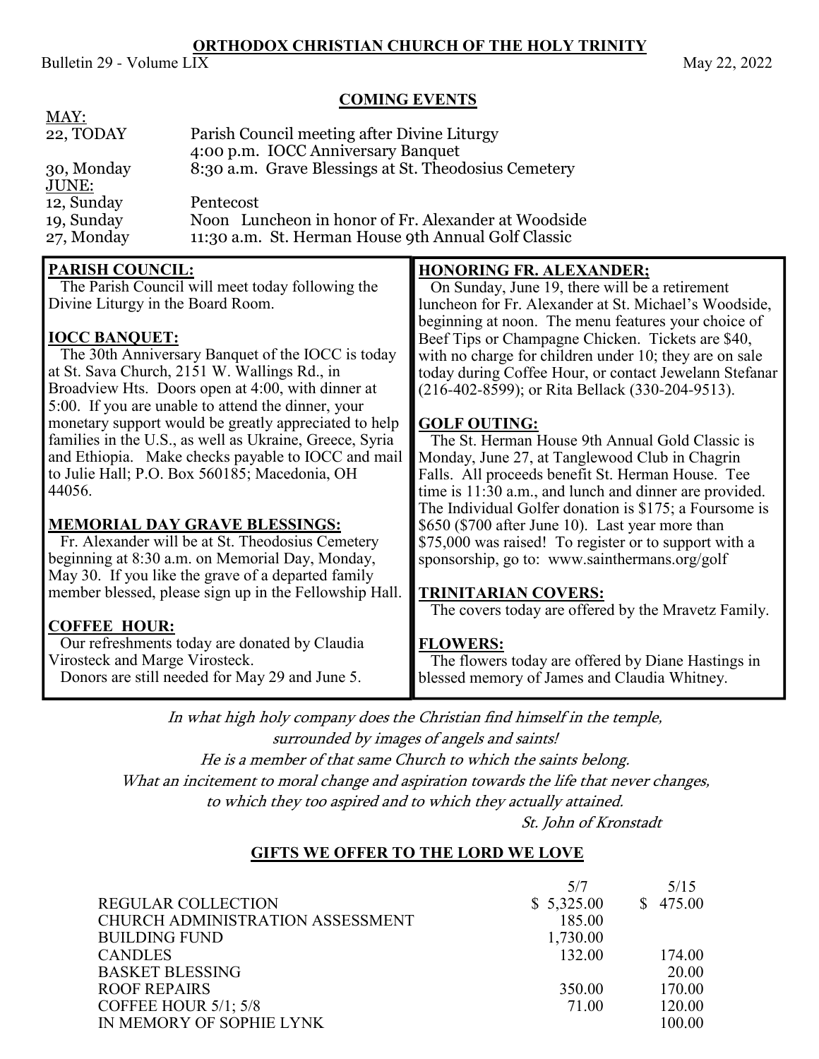**ORTHODOX CHRISTIAN CHURCH OF THE HOLY TRINITY**

Bulletin 29 - Volume LIX

May 22, 2022

## COMING EVENTS

MAY:

| | |
|---|---|
| 22, TODAY | Parish Council meeting after Divine Liturgy |
| | 4:00 p.m. IOCC Anniversary Banquet |
| 30, Monday | 8:30 a.m. Grave Blessings at St. Theodosius Cemetery |

JUNE:

| | |
|---|---|
| 12, Sunday | Pentecost |
| 19, Sunday | Noon Luncheon in honor of Fr. Alexander at Woodside |
| 27, Monday | 11:30 a.m. St. Herman House 9th Annual Golf Classic |

**PARISH COUNCIL:**

The Parish Council will meet today following the Divine Liturgy in the Board Room.

**IOCC BANQUET:**

The 30th Anniversary Banquet of the IOCC is today at St. Sava Church, 2151 W. Wallings Rd., in Broadview Hts. Doors open at 4:00, with dinner at 5:00. If you are unable to attend the dinner, your monetary support would be greatly appreciated to help families in the U.S., as well as Ukraine, Greece, Syria and Ethiopia. Make checks payable to IOCC and mail to Julie Hall; P.O. Box 560185; Macedonia, OH 44056.

**MEMORIAL DAY GRAVE BLESSINGS:**

Fr. Alexander will be at St. Theodosius Cemetery beginning at 8:30 a.m. on Memorial Day, Monday, May 30. If you like the grave of a departed family member blessed, please sign up in the Fellowship Hall.

**COFFEE HOUR:**

Our refreshments today are donated by Claudia Virosteck and Marge Virosteck.

Donors are still needed for May 29 and June 5.

**HONORING FR. ALEXANDER;**

On Sunday, June 19, there will be a retirement luncheon for Fr. Alexander at St. Michael's Woodside, beginning at noon. The menu features your choice of Beef Tips or Champagne Chicken. Tickets are $40, with no charge for children under 10; they are on sale today during Coffee Hour, or contact Jewelann Stefanar (216-402-8599); or Rita Bellack (330-204-9513).

**GOLF OUTING:**

The St. Herman House 9th Annual Gold Classic is Monday, June 27, at Tanglewood Club in Chagrin Falls. All proceeds benefit St. Herman House. Tee time is 11:30 a.m., and lunch and dinner are provided. The Individual Golfer donation is $175; a Foursome is $650 ($700 after June 10). Last year more than $75,000 was raised! To register or to support with a sponsorship, go to: www.sainthermans.org/golf

**TRINITARIAN COVERS:**

The covers today are offered by the Mravetz Family.

**FLOWERS:**

The flowers today are offered by Diane Hastings in blessed memory of James and Claudia Whitney.

*In what high holy company does the Christian find himself in the temple,*
*surrounded by images of angels and saints!*
*He is a member of that same Church to which the saints belong.*
*What an incitement to moral change and aspiration towards the life that never changes,*
*to which they too aspired and to which they actually attained.*

*St. John of Kronstadt*

## GIFTS WE OFFER TO THE LORD WE LOVE

| | 5/7 | 5/15 |
|---|---|---|
| REGULAR COLLECTION | $ 5,325.00 | $ 475.00 |
| CHURCH ADMINISTRATION ASSESSMENT | 185.00 | |
| BUILDING FUND | 1,730.00 | |
| CANDLES | 132.00 | 174.00 |
| BASKET BLESSING | | 20.00 |
| ROOF REPAIRS | 350.00 | 170.00 |
| COFFEE HOUR 5/1; 5/8 | 71.00 | 120.00 |
| IN MEMORY OF SOPHIE LYNK | | 100.00 |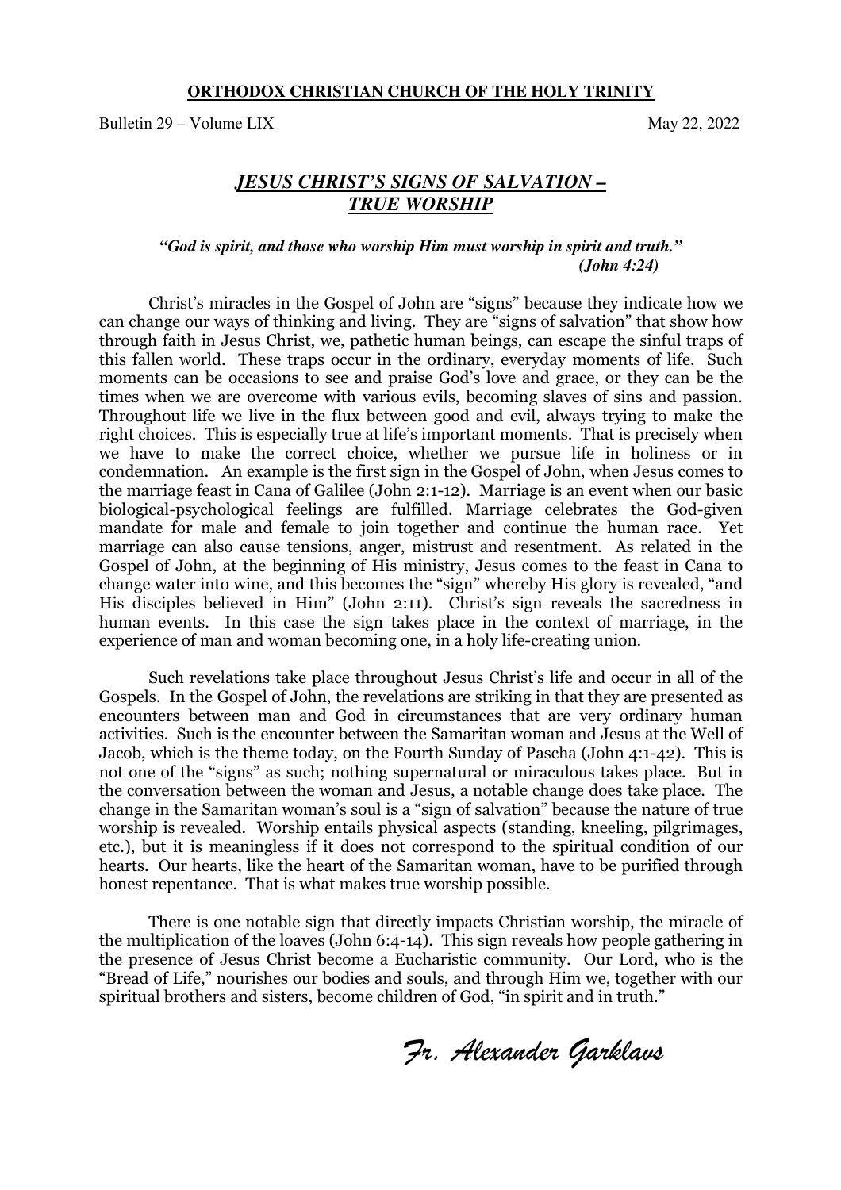**ORTHODOX CHRISTIAN CHURCH OF THE HOLY TRINITY**

Bulletin 29 – Volume LIX

May 22, 2022

## ***JESUS CHRIST'S SIGNS OF SALVATION – TRUE WORSHIP***

***"God is spirit, and those who worship Him must worship in spirit and truth." (John 4:24)***

Christ's miracles in the Gospel of John are "signs" because they indicate how we can change our ways of thinking and living. They are "signs of salvation" that show how through faith in Jesus Christ, we, pathetic human beings, can escape the sinful traps of this fallen world. These traps occur in the ordinary, everyday moments of life. Such moments can be occasions to see and praise God's love and grace, or they can be the times when we are overcome with various evils, becoming slaves of sins and passion. Throughout life we live in the flux between good and evil, always trying to make the right choices. This is especially true at life's important moments. That is precisely when we have to make the correct choice, whether we pursue life in holiness or in condemnation. An example is the first sign in the Gospel of John, when Jesus comes to the marriage feast in Cana of Galilee (John 2:1-12). Marriage is an event when our basic biological-psychological feelings are fulfilled. Marriage celebrates the God-given mandate for male and female to join together and continue the human race. Yet marriage can also cause tensions, anger, mistrust and resentment. As related in the Gospel of John, at the beginning of His ministry, Jesus comes to the feast in Cana to change water into wine, and this becomes the "sign" whereby His glory is revealed, "and His disciples believed in Him" (John 2:11). Christ's sign reveals the sacredness in human events. In this case the sign takes place in the context of marriage, in the experience of man and woman becoming one, in a holy life-creating union.

Such revelations take place throughout Jesus Christ's life and occur in all of the Gospels. In the Gospel of John, the revelations are striking in that they are presented as encounters between man and God in circumstances that are very ordinary human activities. Such is the encounter between the Samaritan woman and Jesus at the Well of Jacob, which is the theme today, on the Fourth Sunday of Pascha (John 4:1-42). This is not one of the "signs" as such; nothing supernatural or miraculous takes place. But in the conversation between the woman and Jesus, a notable change does take place. The change in the Samaritan woman's soul is a "sign of salvation" because the nature of true worship is revealed. Worship entails physical aspects (standing, kneeling, pilgrimages, etc.), but it is meaningless if it does not correspond to the spiritual condition of our hearts. Our hearts, like the heart of the Samaritan woman, have to be purified through honest repentance. That is what makes true worship possible.

There is one notable sign that directly impacts Christian worship, the miracle of the multiplication of the loaves (John 6:4-14). This sign reveals how people gathering in the presence of Jesus Christ become a Eucharistic community. Our Lord, who is the "Bread of Life," nourishes our bodies and souls, and through Him we, together with our spiritual brothers and sisters, become children of God, "in spirit and in truth."

*Fr. Alexander Garklavs*